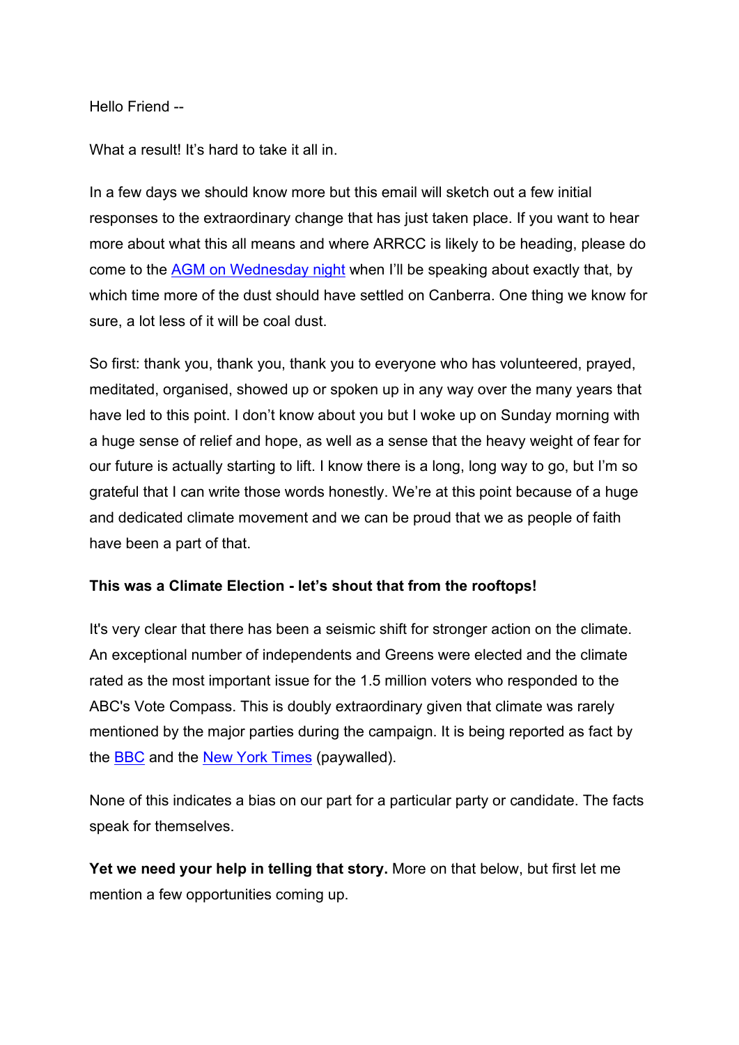Hello Friend --

What a result! It's hard to take it all in.

In a few days we should know more but this email will sketch out a few initial responses to the extraordinary change that has just taken place. If you want to hear more about what this all means and where ARRCC is likely to be heading, please do come to the AGM on Wednesday night when I'll be speaking about exactly that, by which time more of the dust should have settled on Canberra. One thing we know for sure, a lot less of it will be coal dust.

So first: thank you, thank you, thank you to everyone who has volunteered, prayed, meditated, organised, showed up or spoken up in any way over the many years that have led to this point. I don't know about you but I woke up on Sunday morning with a huge sense of relief and hope, as well as a sense that the heavy weight of fear for our future is actually starting to lift. I know there is a long, long way to go, but I'm so grateful that I can write those words honestly. We're at this point because of a huge and dedicated climate movement and we can be proud that we as people of faith have been a part of that.

**This was a Climate Election - let's shout that from the rooftops!**

It's very clear that there has been a seismic shift for stronger action on the climate. An exceptional number of independents and Greens were elected and the climate rated as the most important issue for the 1.5 million voters who responded to the ABC's Vote Compass. This is doubly extraordinary given that climate was rarely mentioned by the major parties during the campaign. It is being reported as fact by the BBC and the New York Times (paywalled).

None of this indicates a bias on our part for a particular party or candidate. The facts speak for themselves.

**Yet we need your help in telling that story.** More on that below, but first let me mention a few opportunities coming up.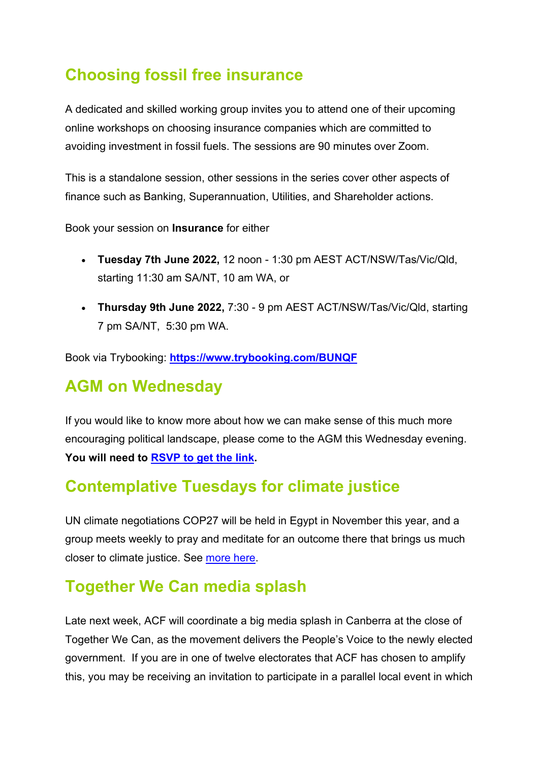## Choosing fossil free insurance

A dedicated and skilled working group invites you to attend one of their upcoming online workshops on choosing insurance companies which are committed to avoiding investment in fossil fuels. The sessions are 90 minutes over Zoom.

This is a standalone session, other sessions in the series cover other aspects of finance such as Banking, Superannuation, Utilities, and Shareholder actions.

Book your session on **Insurance** for either

- **Tuesday 7th June 2022,** 12 noon - 1:30 pm AEST ACT/NSW/Tas/Vic/Qld, starting 11:30 am SA/NT, 10 am WA, or
- **Thursday 9th June 2022,** 7:30 - 9 pm AEST ACT/NSW/Tas/Vic/Qld, starting 7 pm SA/NT, 5:30 pm WA.

Book via Trybooking: **https://www.trybooking.com/BUNQF**

## AGM on Wednesday

If you would like to know more about how we can make sense of this much more encouraging political landscape, please come to the AGM this Wednesday evening. **You will need to RSVP to get the link.**

## Contemplative Tuesdays for climate justice

UN climate negotiations COP27 will be held in Egypt in November this year, and a group meets weekly to pray and meditate for an outcome there that brings us much closer to climate justice. See more here.

## Together We Can media splash

Late next week, ACF will coordinate a big media splash in Canberra at the close of Together We Can, as the movement delivers the People's Voice to the newly elected government. If you are in one of twelve electorates that ACF has chosen to amplify this, you may be receiving an invitation to participate in a parallel local event in which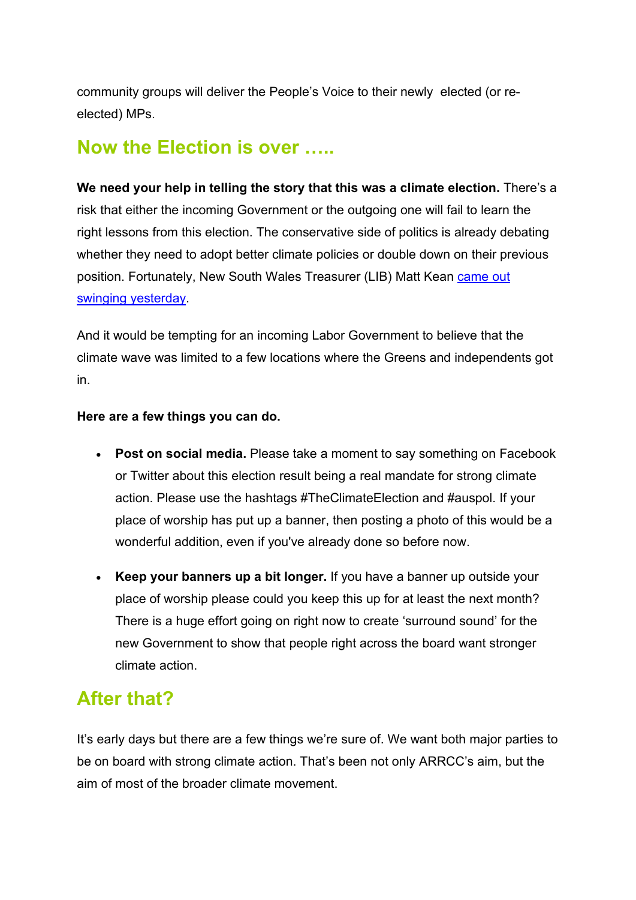community groups will deliver the People's Voice to their newly elected (or re-elected) MPs.

## Now the Election is over …..

**We need your help in telling the story that this was a climate election.** There's a risk that either the incoming Government or the outgoing one will fail to learn the right lessons from this election. The conservative side of politics is already debating whether they need to adopt better climate policies or double down on their previous position. Fortunately, New South Wales Treasurer (LIB) Matt Kean came out swinging yesterday.

And it would be tempting for an incoming Labor Government to believe that the climate wave was limited to a few locations where the Greens and independents got in.

**Here are a few things you can do.**

- **Post on social media.** Please take a moment to say something on Facebook or Twitter about this election result being a real mandate for strong climate action. Please use the hashtags #TheClimateElection and #auspol. If your place of worship has put up a banner, then posting a photo of this would be a wonderful addition, even if you've already done so before now.
- **Keep your banners up a bit longer.** If you have a banner up outside your place of worship please could you keep this up for at least the next month? There is a huge effort going on right now to create 'surround sound' for the new Government to show that people right across the board want stronger climate action.

## After that?

It's early days but there are a few things we're sure of. We want both major parties to be on board with strong climate action. That's been not only ARRCC's aim, but the aim of most of the broader climate movement.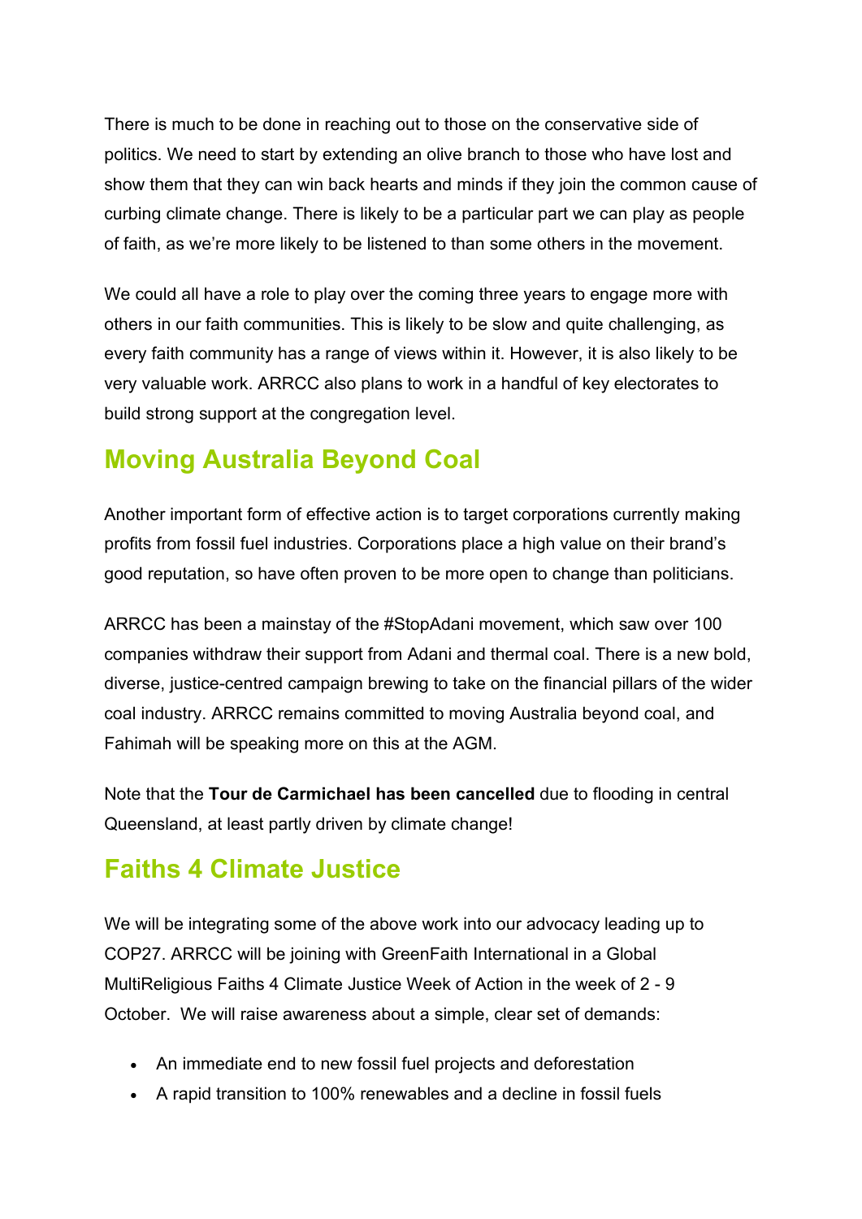There is much to be done in reaching out to those on the conservative side of politics. We need to start by extending an olive branch to those who have lost and show them that they can win back hearts and minds if they join the common cause of curbing climate change. There is likely to be a particular part we can play as people of faith, as we're more likely to be listened to than some others in the movement.

We could all have a role to play over the coming three years to engage more with others in our faith communities. This is likely to be slow and quite challenging, as every faith community has a range of views within it. However, it is also likely to be very valuable work. ARRCC also plans to work in a handful of key electorates to build strong support at the congregation level.

## Moving Australia Beyond Coal

Another important form of effective action is to target corporations currently making profits from fossil fuel industries. Corporations place a high value on their brand's good reputation, so have often proven to be more open to change than politicians.

ARRCC has been a mainstay of the #StopAdani movement, which saw over 100 companies withdraw their support from Adani and thermal coal. There is a new bold, diverse, justice-centred campaign brewing to take on the financial pillars of the wider coal industry. ARRCC remains committed to moving Australia beyond coal, and Fahimah will be speaking more on this at the AGM.

Note that the **Tour de Carmichael has been cancelled** due to flooding in central Queensland, at least partly driven by climate change!

## Faiths 4 Climate Justice

We will be integrating some of the above work into our advocacy leading up to COP27. ARRCC will be joining with GreenFaith International in a Global MultiReligious Faiths 4 Climate Justice Week of Action in the week of 2 - 9 October. We will raise awareness about a simple, clear set of demands:

- An immediate end to new fossil fuel projects and deforestation
- A rapid transition to 100% renewables and a decline in fossil fuels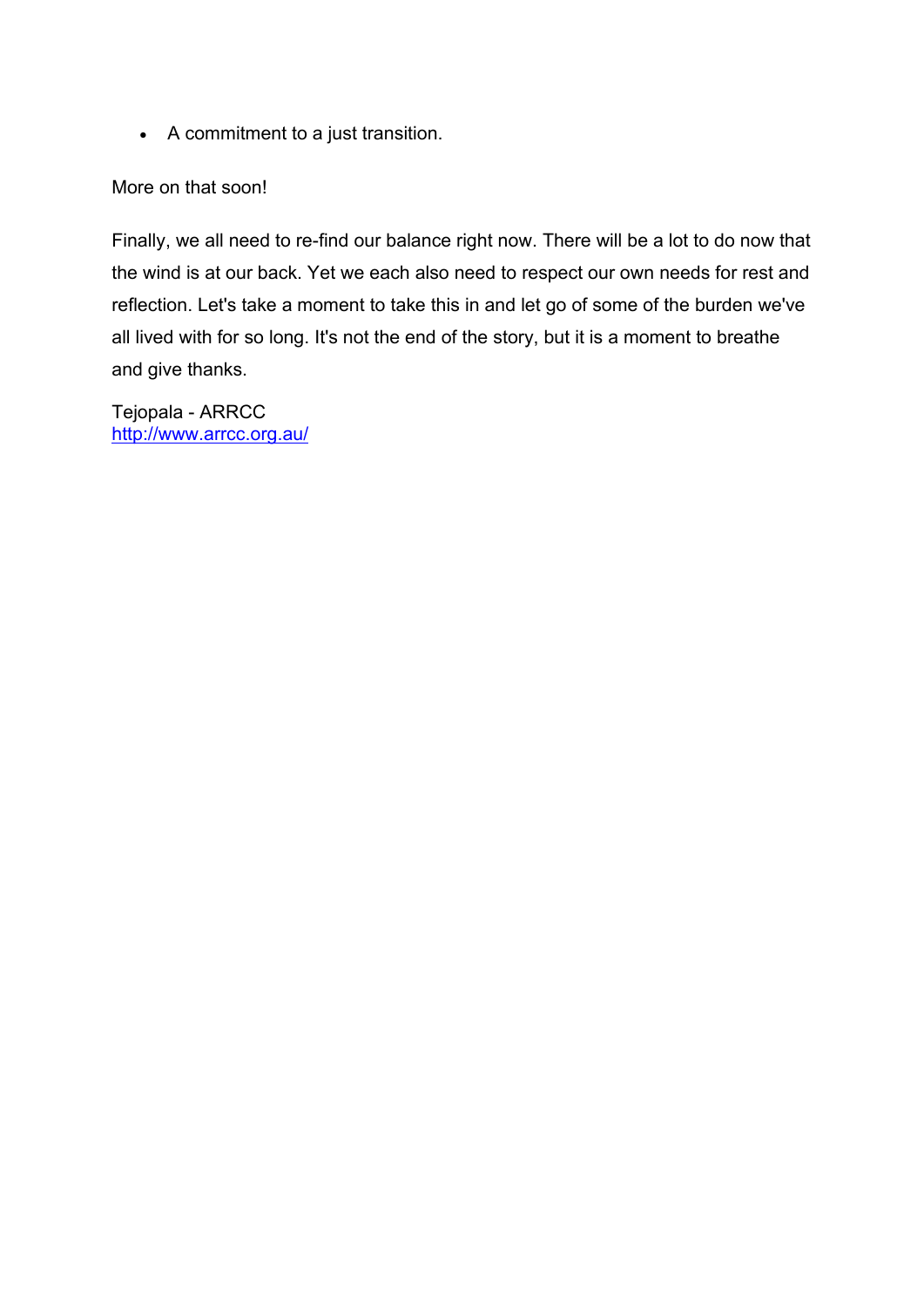- A commitment to a just transition.

More on that soon!

Finally, we all need to re-find our balance right now. There will be a lot to do now that the wind is at our back. Yet we each also need to respect our own needs for rest and reflection. Let's take a moment to take this in and let go of some of the burden we've all lived with for so long. It's not the end of the story, but it is a moment to breathe and give thanks.

Tejopala - ARRCC
[http://www.arrcc.org.au/](http://www.arrcc.org.au/)